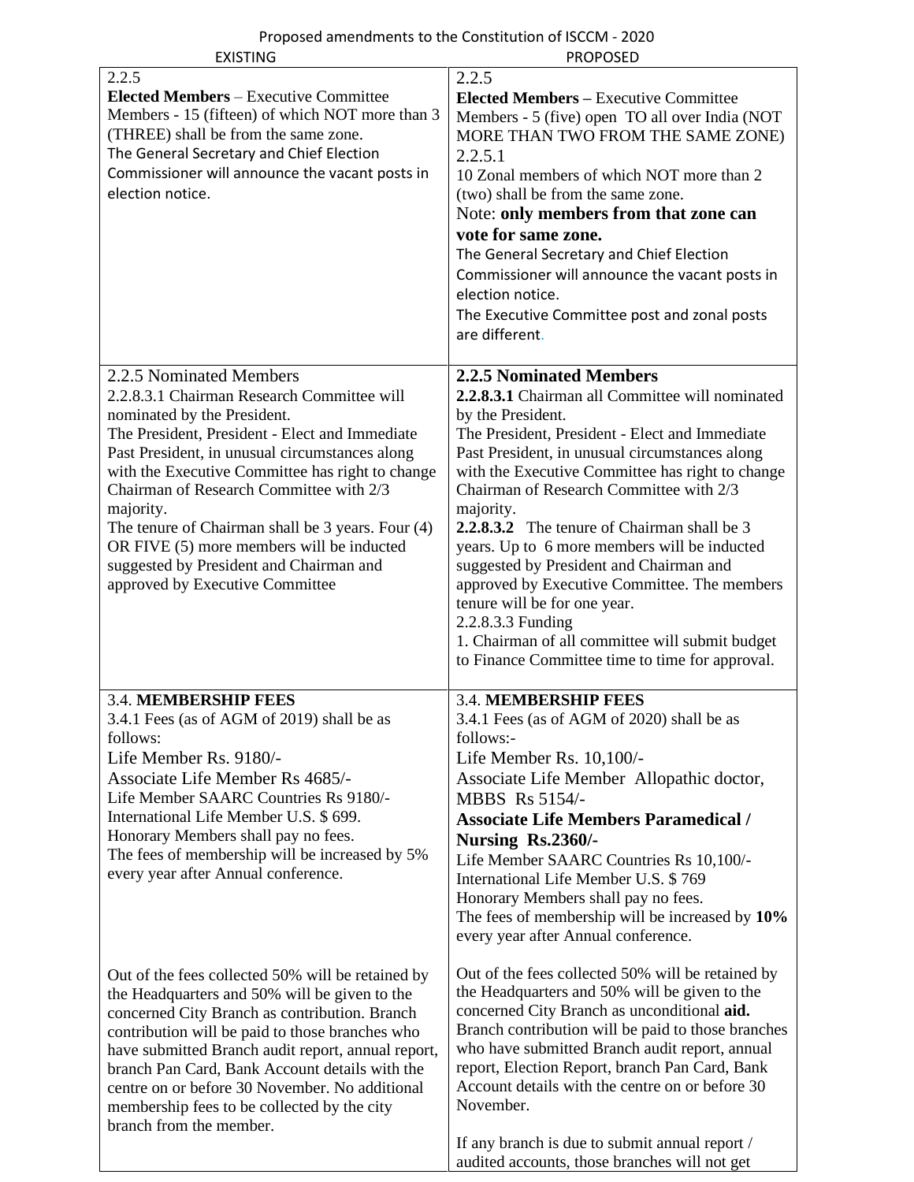Proposed amendments to the Constitution of ISCCM - 2020

| EXISTING | PROPOSED |
|---|---|
| 2.2.5<br>**Elected Members** – Executive Committee Members - 15 (fifteen) of which NOT more than 3 (THREE) shall be from the same zone.<br>The General Secretary and Chief Election Commissioner will announce the vacant posts in election notice. | 2.2.5<br>**Elected Members –** Executive Committee Members - 5 (five) open TO all over India (NOT MORE THAN TWO FROM THE SAME ZONE)<br>2.2.5.1<br>10 Zonal members of which NOT more than 2 (two) shall be from the same zone.<br>Note: **only members from that zone can vote for same zone.**<br>The General Secretary and Chief Election Commissioner will announce the vacant posts in election notice.<br>The Executive Committee post and zonal posts are different. |
| 2.2.5 Nominated Members<br>2.2.8.3.1 Chairman Research Committee will nominated by the President.<br>The President, President - Elect and Immediate Past President, in unusual circumstances along with the Executive Committee has right to change Chairman of Research Committee with 2/3 majority.<br>The tenure of Chairman shall be 3 years. Four (4) OR FIVE (5) more members will be inducted suggested by President and Chairman and approved by Executive Committee | **2.2.5 Nominated Members**<br>**2.2.8.3.1** Chairman all Committee will nominated by the President.<br>The President, President - Elect and Immediate Past President, in unusual circumstances along with the Executive Committee has right to change Chairman of Research Committee with 2/3 majority.<br>**2.2.8.3.2** The tenure of Chairman shall be 3 years. Up to 6 more members will be inducted suggested by President and Chairman and approved by Executive Committee. The members tenure will be for one year.<br>2.2.8.3.3 Funding<br>1. Chairman of all committee will submit budget to Finance Committee time to time for approval. |
| 3.4. **MEMBERSHIP FEES**<br>3.4.1 Fees (as of AGM of 2019) shall be as follows:<br>Life Member Rs. 9180/-<br>Associate Life Member Rs 4685/-<br>Life Member SAARC Countries Rs 9180/-<br>International Life Member U.S. $ 699.<br>Honorary Members shall pay no fees.<br>The fees of membership will be increased by 5% every year after Annual conference.<br><br>Out of the fees collected 50% will be retained by the Headquarters and 50% will be given to the concerned City Branch as contribution. Branch contribution will be paid to those branches who have submitted Branch audit report, annual report, branch Pan Card, Bank Account details with the centre on or before 30 November. No additional membership fees to be collected by the city branch from the member. | 3.4. **MEMBERSHIP FEES**<br>3.4.1 Fees (as of AGM of 2020) shall be as follows:-<br>Life Member Rs. 10,100/-<br>Associate Life Member Allopathic doctor, MBBS Rs 5154/-<br>**Associate Life Members Paramedical / Nursing Rs.2360/-**<br>Life Member SAARC Countries Rs 10,100/-<br>International Life Member U.S. $ 769<br>Honorary Members shall pay no fees.<br>The fees of membership will be increased by **10%** every year after Annual conference.<br><br>Out of the fees collected 50% will be retained by the Headquarters and 50% will be given to the concerned City Branch as unconditional **aid.** Branch contribution will be paid to those branches who have submitted Branch audit report, annual report, Election Report, branch Pan Card, Bank Account details with the centre on or before 30 November.<br><br>If any branch is due to submit annual report / audited accounts, those branches will not get |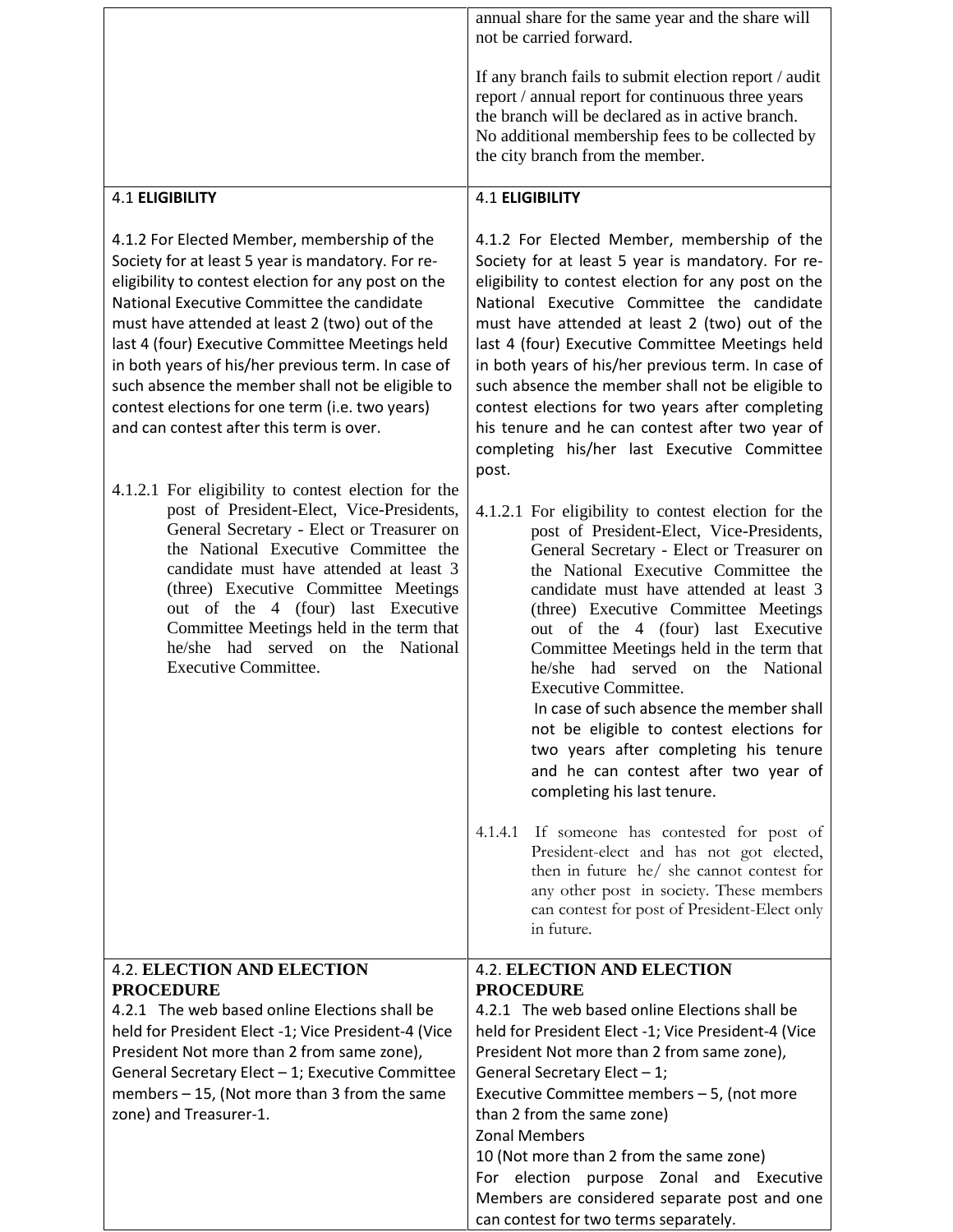| | |
|---|---|
| | annual share for the same year and the share will not be carried forward.<br><br>If any branch fails to submit election report / audit report / annual report for continuous three years the branch will be declared as in active branch. No additional membership fees to be collected by the city branch from the member. |
| 4.1 **ELIGIBILITY**<br><br>4.1.2 For Elected Member, membership of the Society for at least 5 year is mandatory. For re-eligibility to contest election for any post on the National Executive Committee the candidate must have attended at least 2 (two) out of the last 4 (four) Executive Committee Meetings held in both years of his/her previous term. In case of such absence the member shall not be eligible to contest elections for one term (i.e. two years) and can contest after this term is over.<br><br>4.1.2.1 For eligibility to contest election for the post of President-Elect, Vice-Presidents, General Secretary - Elect or Treasurer on the National Executive Committee the candidate must have attended at least 3 (three) Executive Committee Meetings out of the 4 (four) last Executive Committee Meetings held in the term that he/she had served on the National Executive Committee. | 4.1 **ELIGIBILITY**<br><br>4.1.2 For Elected Member, membership of the Society for at least 5 year is mandatory. For re-eligibility to contest election for any post on the National Executive Committee the candidate must have attended at least 2 (two) out of the last 4 (four) Executive Committee Meetings held in both years of his/her previous term. In case of such absence the member shall not be eligible to contest elections for two years after completing his tenure and he can contest after two year of completing his/her last Executive Committee post.<br><br>4.1.2.1 For eligibility to contest election for the post of President-Elect, Vice-Presidents, General Secretary - Elect or Treasurer on the National Executive Committee the candidate must have attended at least 3 (three) Executive Committee Meetings out of the 4 (four) last Executive Committee Meetings held in the term that he/she had served on the National Executive Committee.<br>In case of such absence the member shall not be eligible to contest elections for two years after completing his tenure and he can contest after two year of completing his last tenure.<br><br>4.1.4.1 If someone has contested for post of President-elect and has not got elected, then in future he/ she cannot contest for any other post in society. These members can contest for post of President-Elect only in future. |
| 4.2. **ELECTION AND ELECTION PROCEDURE**<br>4.2.1 The web based online Elections shall be held for President Elect -1; Vice President-4 (Vice President Not more than 2 from same zone), General Secretary Elect – 1; Executive Committee members – 15, (Not more than 3 from the same zone) and Treasurer-1. | 4.2. **ELECTION AND ELECTION PROCEDURE**<br>4.2.1 The web based online Elections shall be held for President Elect -1; Vice President-4 (Vice President Not more than 2 from same zone), General Secretary Elect – 1;<br>Executive Committee members – 5, (not more than 2 from the same zone)<br>Zonal Members<br>10 (Not more than 2 from the same zone)<br>For election purpose Zonal and Executive Members are considered separate post and one can contest for two terms separately. |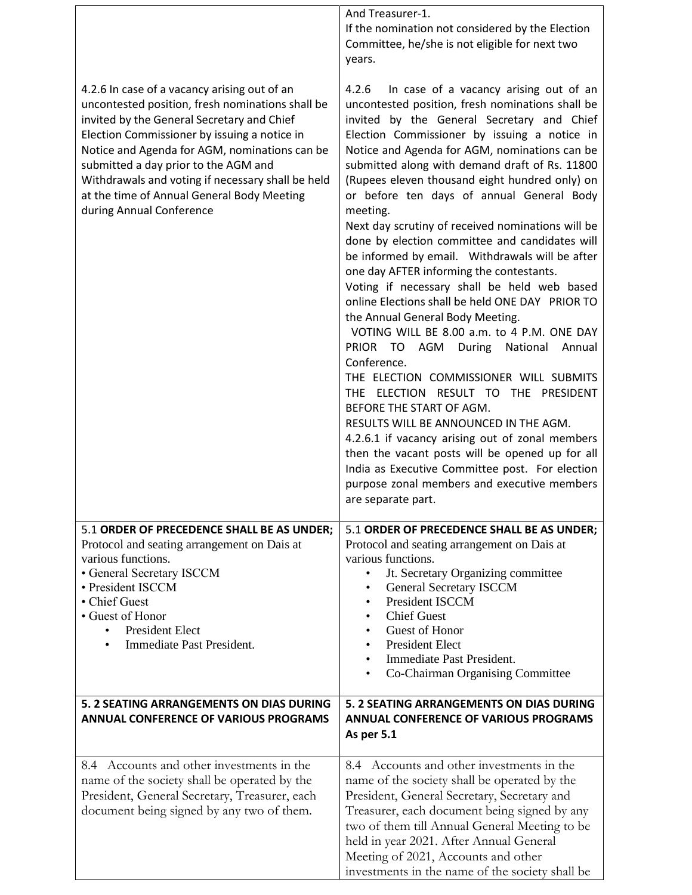| | |
|---|---|
| | And Treasurer-1.<br>If the nomination not considered by the Election Committee, he/she is not eligible for next two years. |
| 4.2.6 In case of a vacancy arising out of an uncontested position, fresh nominations shall be invited by the General Secretary and Chief Election Commissioner by issuing a notice in Notice and Agenda for AGM, nominations can be submitted a day prior to the AGM and Withdrawals and voting if necessary shall be held at the time of Annual General Body Meeting during Annual Conference | 4.2.6 In case of a vacancy arising out of an uncontested position, fresh nominations shall be invited by the General Secretary and Chief Election Commissioner by issuing a notice in Notice and Agenda for AGM, nominations can be submitted along with demand draft of Rs. 11800 (Rupees eleven thousand eight hundred only) on or before ten days of annual General Body meeting.<br>Next day scrutiny of received nominations will be done by election committee and candidates will be informed by email. Withdrawals will be after one day AFTER informing the contestants.<br>Voting if necessary shall be held web based online Elections shall be held ONE DAY PRIOR TO the Annual General Body Meeting.<br>VOTING WILL BE 8.00 a.m. to 4 P.M. ONE DAY PRIOR TO AGM During National Annual Conference.<br>THE ELECTION COMMISSIONER WILL SUBMITS THE ELECTION RESULT TO THE PRESIDENT BEFORE THE START OF AGM.<br>RESULTS WILL BE ANNOUNCED IN THE AGM.<br>4.2.6.1 if vacancy arising out of zonal members then the vacant posts will be opened up for all India as Executive Committee post. For election purpose zonal members and executive members are separate part. |
| 5.1 **ORDER OF PRECEDENCE SHALL BE AS UNDER;**<br>Protocol and seating arrangement on Dais at various functions.<br>• General Secretary ISCCM<br>• President ISCCM<br>• Chief Guest<br>• Guest of Honor<br>• President Elect<br>• Immediate Past President. | 5.1 **ORDER OF PRECEDENCE SHALL BE AS UNDER;**<br>Protocol and seating arrangement on Dais at various functions.<br>• Jt. Secretary Organizing committee<br>• General Secretary ISCCM<br>• President ISCCM<br>• Chief Guest<br>• Guest of Honor<br>• President Elect<br>• Immediate Past President.<br>• Co-Chairman Organising Committee |
| **5. 2 SEATING ARRANGEMENTS ON DIAS DURING ANNUAL CONFERENCE OF VARIOUS PROGRAMS** | **5. 2 SEATING ARRANGEMENTS ON DIAS DURING ANNUAL CONFERENCE OF VARIOUS PROGRAMS As per 5.1** |
| 8.4 Accounts and other investments in the name of the society shall be operated by the President, General Secretary, Treasurer, each document being signed by any two of them. | 8.4 Accounts and other investments in the name of the society shall be operated by the President, General Secretary, Secretary and Treasurer, each document being signed by any two of them till Annual General Meeting to be held in year 2021. After Annual General Meeting of 2021, Accounts and other investments in the name of the society shall be |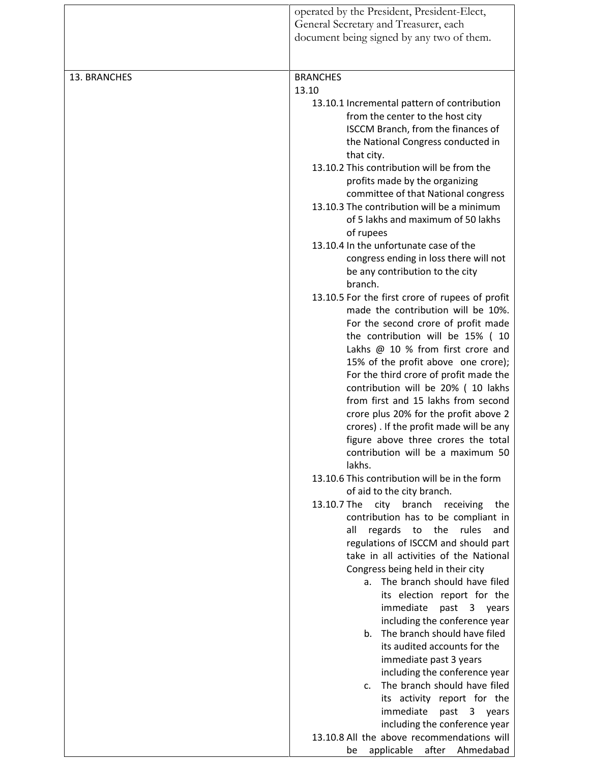| | |
|---|---|
| | operated by the President, President-Elect, General Secretary and Treasurer, each document being signed by any two of them. |
| 13. BRANCHES | BRANCHES<br>13.10<br>13.10.1 Incremental pattern of contribution from the center to the host city ISCCM Branch, from the finances of the National Congress conducted in that city.<br>13.10.2 This contribution will be from the profits made by the organizing committee of that National congress<br>13.10.3 The contribution will be a minimum of 5 lakhs and maximum of 50 lakhs of rupees<br>13.10.4 In the unfortunate case of the congress ending in loss there will not be any contribution to the city branch.<br>13.10.5 For the first crore of rupees of profit made the contribution will be 10%. For the second crore of profit made the contribution will be 15% ( 10 Lakhs @ 10 % from first crore and 15% of the profit above one crore); For the third crore of profit made the contribution will be 20% ( 10 lakhs from first and 15 lakhs from second crore plus 20% for the profit above 2 crores) . If the profit made will be any figure above three crores the total contribution will be a maximum 50 lakhs.<br>13.10.6 This contribution will be in the form of aid to the city branch.<br>13.10.7 The city branch receiving the contribution has to be compliant in all regards to the rules and regulations of ISCCM and should part take in all activities of the National Congress being held in their city<br>a. The branch should have filed its election report for the immediate past 3 years including the conference year<br>b. The branch should have filed its audited accounts for the immediate past 3 years including the conference year<br>c. The branch should have filed its activity report for the immediate past 3 years including the conference year<br>13.10.8 All the above recommendations will be applicable after Ahmedabad |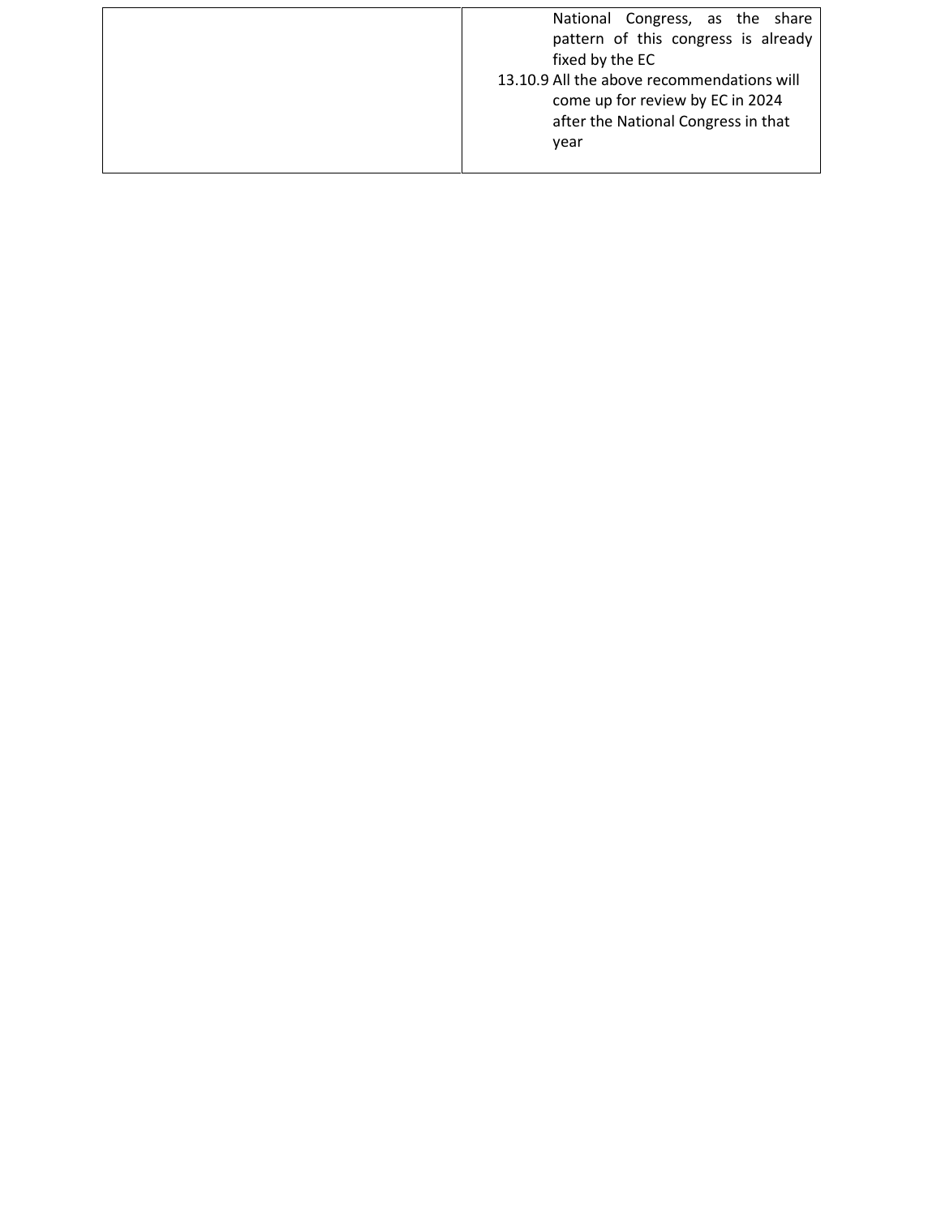| | |
|---|---|
| | National Congress, as the share pattern of this congress is already fixed by the EC<br>13.10.9 All the above recommendations will come up for review by EC in 2024 after the National Congress in that year |